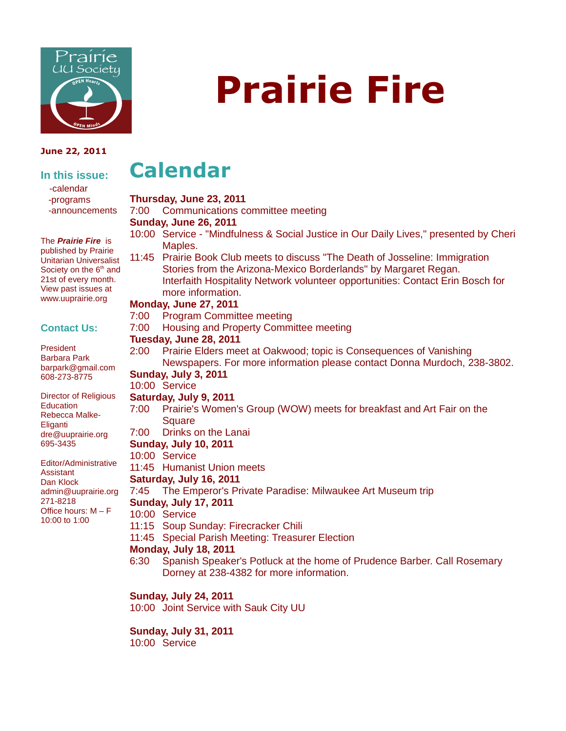# Prairie Fire

**June 22, 2011**

### In this issue:

- -calendar
- -programs
- -announcements

The ***Prairie Fire*** is published by Prairie Unitarian Universalist Society on the 6th and 21st of every month. View past issues at www.uuprairie.org

### Contact Us:

President
Barbara Park
barpark@gmail.com
608-273-8775

Director of Religious Education
Rebecca Malke-Eliganti
dre@uuprairie.org
695-3435

Editor/Administrative Assistant
Dan Klock
admin@uuprairie.org
271-8218
Office hours: M – F
10:00 to 1:00

## Calendar

**Thursday, June 23, 2011**
7:00 Communications committee meeting

**Sunday, June 26, 2011**
10:00 Service - "Mindfulness & Social Justice in Our Daily Lives," presented by Cheri Maples.
11:45 Prairie Book Club meets to discuss "The Death of Josseline: Immigration Stories from the Arizona-Mexico Borderlands" by Margaret Regan.
Interfaith Hospitality Network volunteer opportunities: Contact Erin Bosch for more information.

**Monday, June 27, 2011**
7:00 Program Committee meeting
7:00 Housing and Property Committee meeting

**Tuesday, June 28, 2011**
2:00 Prairie Elders meet at Oakwood; topic is Consequences of Vanishing Newspapers. For more information please contact Donna Murdoch, 238-3802.

**Sunday, July 3, 2011**
10:00 Service

**Saturday, July 9, 2011**
7:00 Prairie's Women's Group (WOW) meets for breakfast and Art Fair on the Square
7:00 Drinks on the Lanai

**Sunday, July 10, 2011**
10:00 Service
11:45 Humanist Union meets

**Saturday, July 16, 2011**
7:45 The Emperor's Private Paradise: Milwaukee Art Museum trip

**Sunday, July 17, 2011**
10:00 Service
11:15 Soup Sunday: Firecracker Chili
11:45 Special Parish Meeting: Treasurer Election

**Monday, July 18, 2011**
6:30 Spanish Speaker's Potluck at the home of Prudence Barber. Call Rosemary Dorney at 238-4382 for more information.

**Sunday, July 24, 2011**
10:00 Joint Service with Sauk City UU

**Sunday, July 31, 2011**
10:00 Service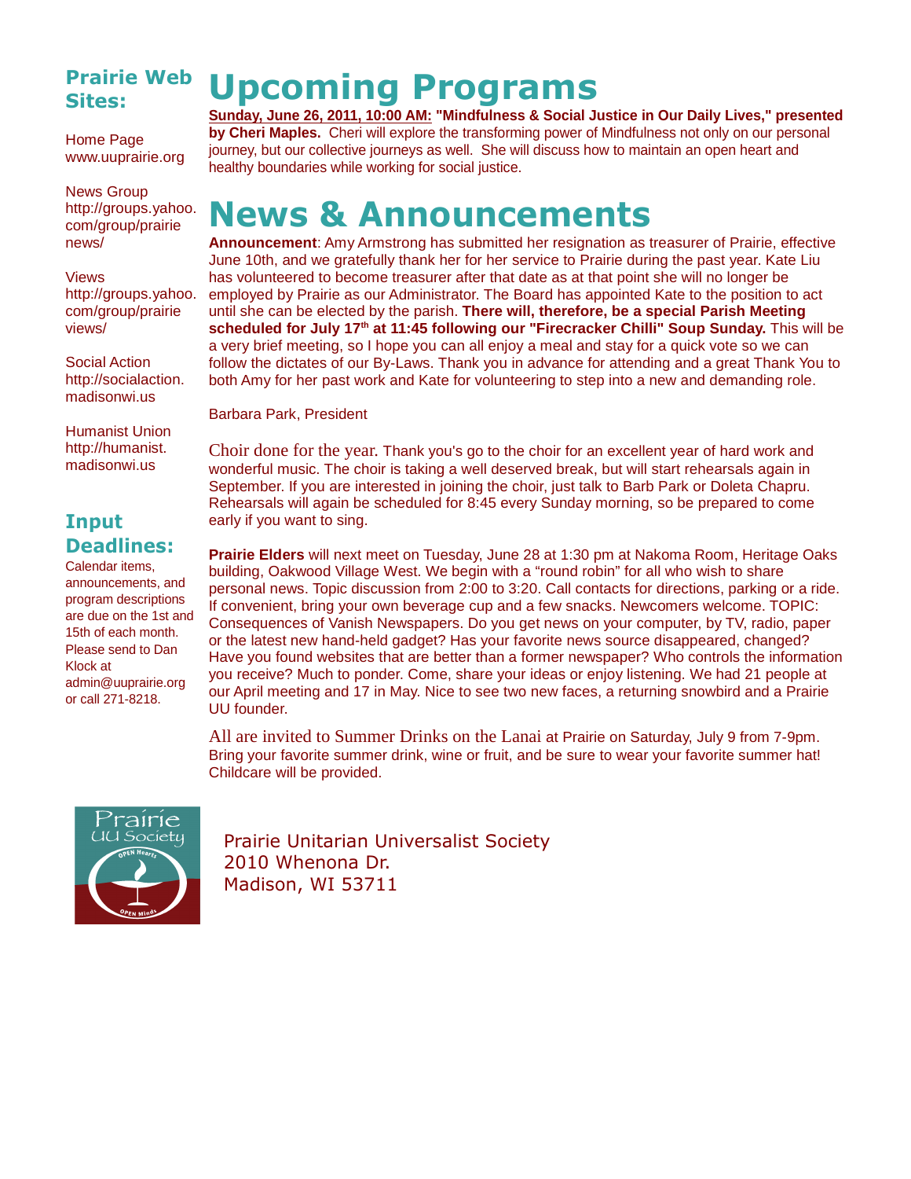## Prairie Web Sites:

Home Page
www.uuprairie.org

News Group
http://groups.yahoo.com/group/prairienews/

Views
http://groups.yahoo.com/group/prairieviews/

Social Action
http://socialaction.madisonwi.us

Humanist Union
http://humanist.madisonwi.us

## Input Deadlines:

Calendar items, announcements, and program descriptions are due on the 1st and 15th of each month. Please send to Dan Klock at admin@uuprairie.org or call 271-8218.

# Upcoming Programs

**Sunday, June 26, 2011, 10:00 AM: "Mindfulness & Social Justice in Our Daily Lives," presented by Cheri Maples.** Cheri will explore the transforming power of Mindfulness not only on our personal journey, but our collective journeys as well. She will discuss how to maintain an open heart and healthy boundaries while working for social justice.

# News & Announcements

**Announcement**: Amy Armstrong has submitted her resignation as treasurer of Prairie, effective June 10th, and we gratefully thank her for her service to Prairie during the past year. Kate Liu has volunteered to become treasurer after that date as at that point she will no longer be employed by Prairie as our Administrator. The Board has appointed Kate to the position to act until she can be elected by the parish. **There will, therefore, be a special Parish Meeting scheduled for July 17th at 11:45 following our "Firecracker Chilli" Soup Sunday.** This will be a very brief meeting, so I hope you can all enjoy a meal and stay for a quick vote so we can follow the dictates of our By-Laws. Thank you in advance for attending and a great Thank You to both Amy for her past work and Kate for volunteering to step into a new and demanding role.

Barbara Park, President

Choir done for the year. Thank you's go to the choir for an excellent year of hard work and wonderful music. The choir is taking a well deserved break, but will start rehearsals again in September. If you are interested in joining the choir, just talk to Barb Park or Doleta Chapru. Rehearsals will again be scheduled for 8:45 every Sunday morning, so be prepared to come early if you want to sing.

**Prairie Elders** will next meet on Tuesday, June 28 at 1:30 pm at Nakoma Room, Heritage Oaks building, Oakwood Village West. We begin with a “round robin” for all who wish to share personal news. Topic discussion from 2:00 to 3:20. Call contacts for directions, parking or a ride. If convenient, bring your own beverage cup and a few snacks. Newcomers welcome. TOPIC: Consequences of Vanish Newspapers. Do you get news on your computer, by TV, radio, paper or the latest new hand-held gadget? Has your favorite news source disappeared, changed? Have you found websites that are better than a former newspaper? Who controls the information you receive? Much to ponder. Come, share your ideas or enjoy listening. We had 21 people at our April meeting and 17 in May. Nice to see two new faces, a returning snowbird and a Prairie UU founder.

All are invited to Summer Drinks on the Lanai at Prairie on Saturday, July 9 from 7-9pm. Bring your favorite summer drink, wine or fruit, and be sure to wear your favorite summer hat! Childcare will be provided.

Prairie UU Society
OPEN Hearts
OPEN Minds

Prairie Unitarian Universalist Society
2010 Whenona Dr.
Madison, WI 53711